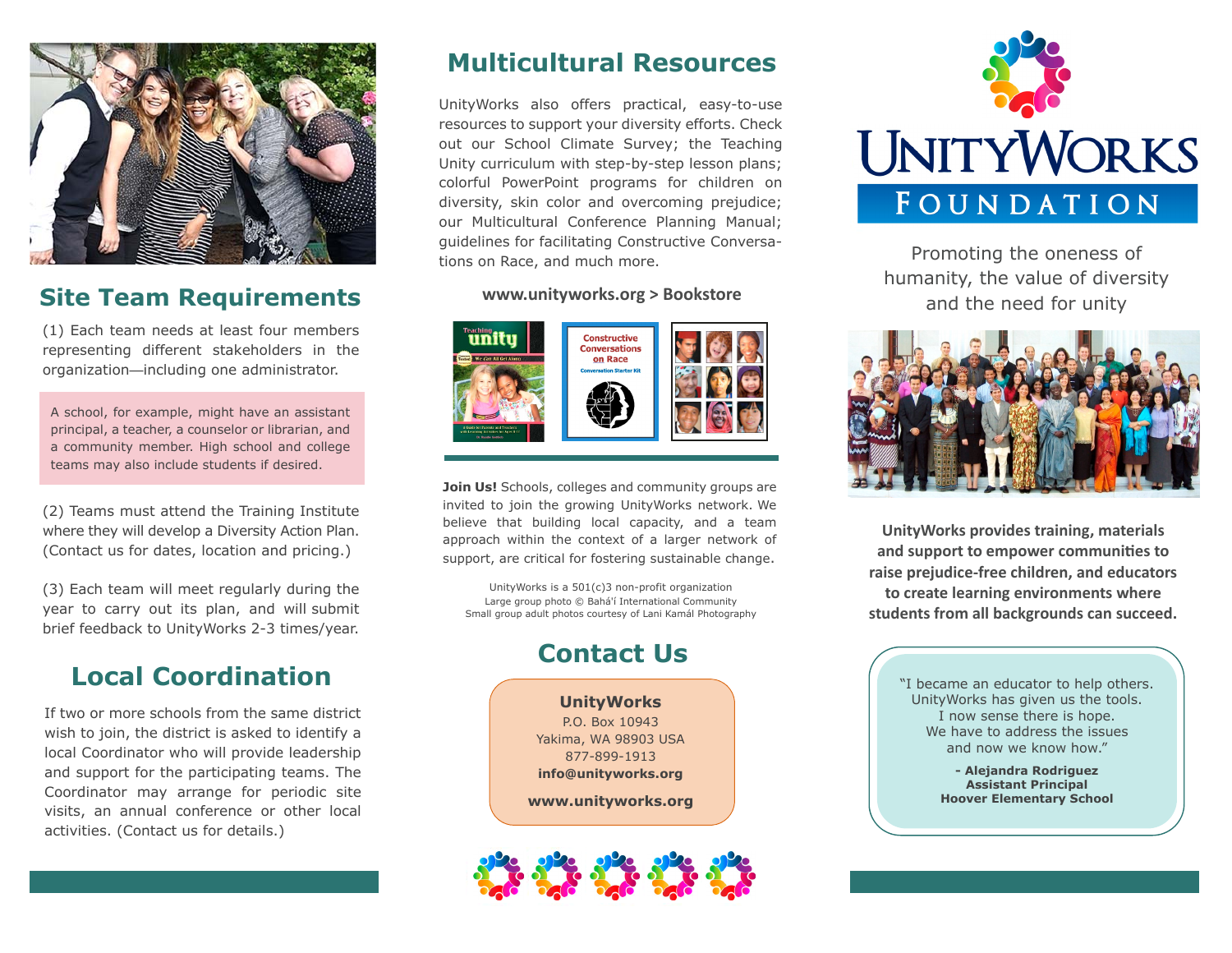## Site Team Requirements

(1) Each team needs at least four members representing different stakeholders in the organization—including one administrator.

A school, for example, might have an assistant principal, a teacher, a counselor or librarian, and a community member. High school and college teams may also include students if desired.

(2) Teams must attend the Training Institute where they will develop a Diversity Action Plan. (Contact us for dates, location and pricing.)

(3) Each team will meet regularly during the year to carry out its plan, and will submit brief feedback to UnityWorks 2-3 times/year.

## Local Coordination

If two or more schools from the same district wish to join, the district is asked to identify a local Coordinator who will provide leadership and support for the participating teams. The Coordinator may arrange for periodic site visits, an annual conference or other local activities. (Contact us for details.)

## Multicultural Resources

UnityWorks also offers practical, easy-to-use resources to support your diversity efforts. Check out our School Climate Survey; the Teaching Unity curriculum with step-by-step lesson plans; colorful PowerPoint programs for children on diversity, skin color and overcoming prejudice; our Multicultural Conference Planning Manual; guidelines for facilitating Constructive Conversations on Race, and much more.

**www.unityworks.org > Bookstore**

**Join Us!** Schools, colleges and community groups are invited to join the growing UnityWorks network. We believe that building local capacity, and a team approach within the context of a larger network of support, are critical for fostering sustainable change.

UnityWorks is a 501(c)3 non-profit organization
Large group photo © Bahá'í International Community
Small group adult photos courtesy of Lani Kamál Photography

## Contact Us

**UnityWorks**
P.O. Box 10943
Yakima, WA 98903 USA
877-899-1913
**info@unityworks.org**

**www.unityworks.org**

# UnityWorks Foundation

Promoting the oneness of humanity, the value of diversity and the need for unity

**UnityWorks provides training, materials and support to empower communities to raise prejudice-free children, and educators to create learning environments where students from all backgrounds can succeed.**

"I became an educator to help others. UnityWorks has given us the tools. I now sense there is hope. We have to address the issues and now we know how."

**- Alejandra Rodriguez**
**Assistant Principal**
**Hoover Elementary School**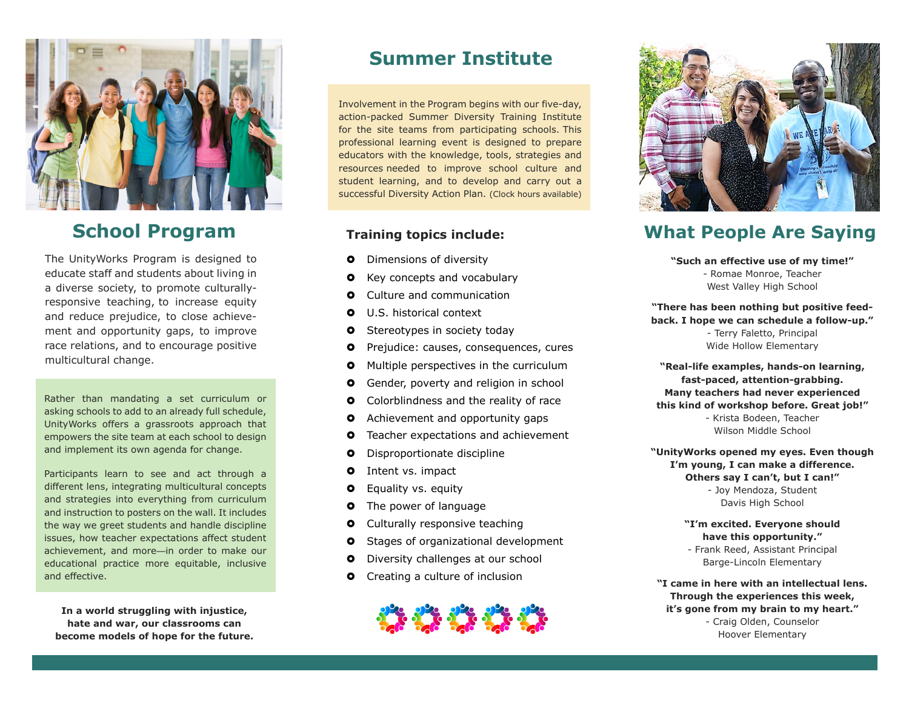## School Program

The UnityWorks Program is designed to educate staff and students about living in a diverse society, to promote culturally-responsive teaching, to increase equity and reduce prejudice, to close achievement and opportunity gaps, to improve race relations, and to encourage positive multicultural change.

Rather than mandating a set curriculum or asking schools to add to an already full schedule, UnityWorks offers a grassroots approach that empowers the site team at each school to design and implement its own agenda for change.

Participants learn to see and act through a different lens, integrating multicultural concepts and strategies into everything from curriculum and instruction to posters on the wall. It includes the way we greet students and handle discipline issues, how teacher expectations affect student achievement, and more—in order to make our educational practice more equitable, inclusive and effective.

**In a world struggling with injustice, hate and war, our classrooms can become models of hope for the future.**

## Summer Institute

Involvement in the Program begins with our five-day, action-packed Summer Diversity Training Institute for the site teams from participating schools. This professional learning event is designed to prepare educators with the knowledge, tools, strategies and resources needed to improve school culture and student learning, and to develop and carry out a successful Diversity Action Plan. (Clock hours available)

### Training topics include:

- Dimensions of diversity
- Key concepts and vocabulary
- Culture and communication
- U.S. historical context
- Stereotypes in society today
- Prejudice: causes, consequences, cures
- Multiple perspectives in the curriculum
- Gender, poverty and religion in school
- Colorblindness and the reality of race
- Achievement and opportunity gaps
- Teacher expectations and achievement
- Disproportionate discipline
- Intent vs. impact
- Equality vs. equity
- The power of language
- Culturally responsive teaching
- Stages of organizational development
- Diversity challenges at our school
- Creating a culture of inclusion

## What People Are Saying

**"Such an effective use of my time!"**
- Romae Monroe, Teacher
West Valley High School

**"There has been nothing but positive feedback. I hope we can schedule a follow-up."**
- Terry Faletto, Principal
Wide Hollow Elementary

**"Real-life examples, hands-on learning, fast-paced, attention-grabbing. Many teachers had never experienced this kind of workshop before. Great job!"**
- Krista Bodeen, Teacher
Wilson Middle School

**"UnityWorks opened my eyes. Even though I'm young, I can make a difference. Others say I can't, but I can!"**
- Joy Mendoza, Student
Davis High School

**"I'm excited. Everyone should have this opportunity."**
- Frank Reed, Assistant Principal
Barge-Lincoln Elementary

**"I came in here with an intellectual lens. Through the experiences this week, it's gone from my brain to my heart."**
- Craig Olden, Counselor
Hoover Elementary